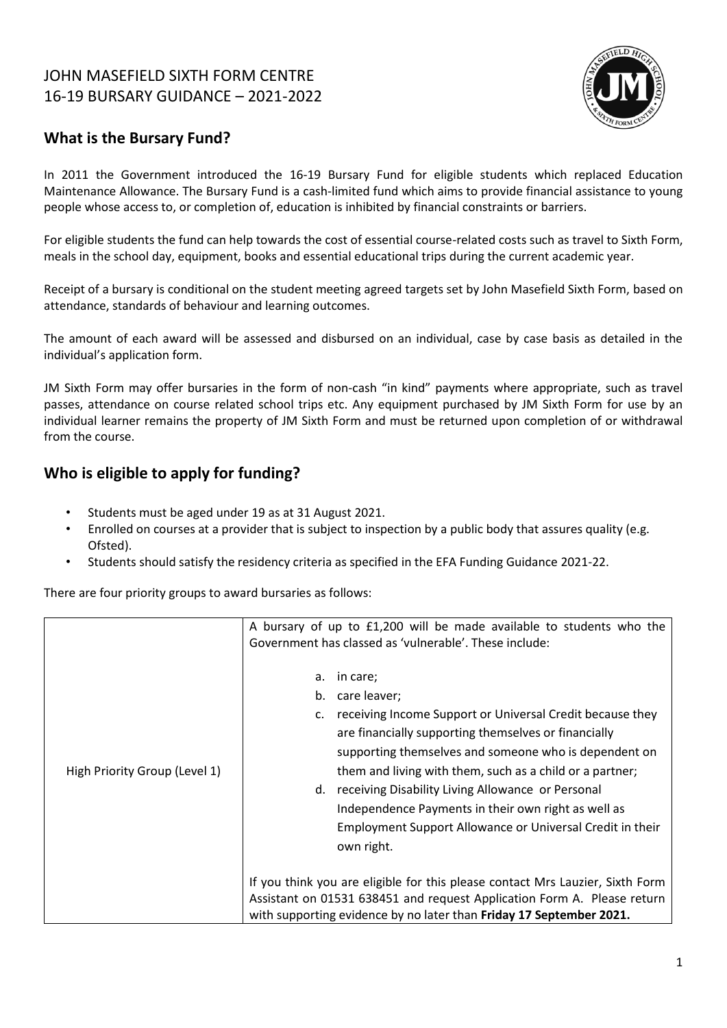# JOHN MASEFIELD SIXTH FORM CENTRE
# 16-19 BURSARY GUIDANCE – 2021-2022

## What is the Bursary Fund?

In 2011 the Government introduced the 16-19 Bursary Fund for eligible students which replaced Education Maintenance Allowance. The Bursary Fund is a cash-limited fund which aims to provide financial assistance to young people whose access to, or completion of, education is inhibited by financial constraints or barriers.

For eligible students the fund can help towards the cost of essential course-related costs such as travel to Sixth Form, meals in the school day, equipment, books and essential educational trips during the current academic year.

Receipt of a bursary is conditional on the student meeting agreed targets set by John Masefield Sixth Form, based on attendance, standards of behaviour and learning outcomes.

The amount of each award will be assessed and disbursed on an individual, case by case basis as detailed in the individual's application form.

JM Sixth Form may offer bursaries in the form of non-cash "in kind" payments where appropriate, such as travel passes, attendance on course related school trips etc. Any equipment purchased by JM Sixth Form for use by an individual learner remains the property of JM Sixth Form and must be returned upon completion of or withdrawal from the course.

## Who is eligible to apply for funding?

- Students must be aged under 19 as at 31 August 2021.
- Enrolled on courses at a provider that is subject to inspection by a public body that assures quality (e.g. Ofsted).
- Students should satisfy the residency criteria as specified in the EFA Funding Guidance 2021-22.

There are four priority groups to award bursaries as follows:

| | |
|---|---|
| High Priority Group (Level 1) | A bursary of up to £1,200 will be made available to students who the Government has classed as 'vulnerable'. These include:<br><br>a. in care;<br>b. care leaver;<br>c. receiving Income Support or Universal Credit because they are financially supporting themselves or financially supporting themselves and someone who is dependent on them and living with them, such as a child or a partner;<br>d. receiving Disability Living Allowance or Personal Independence Payments in their own right as well as Employment Support Allowance or Universal Credit in their own right.<br><br>If you think you are eligible for this please contact Mrs Lauzier, Sixth Form Assistant on 01531 638451 and request Application Form A. Please return with supporting evidence by no later than **Friday 17 September 2021.** |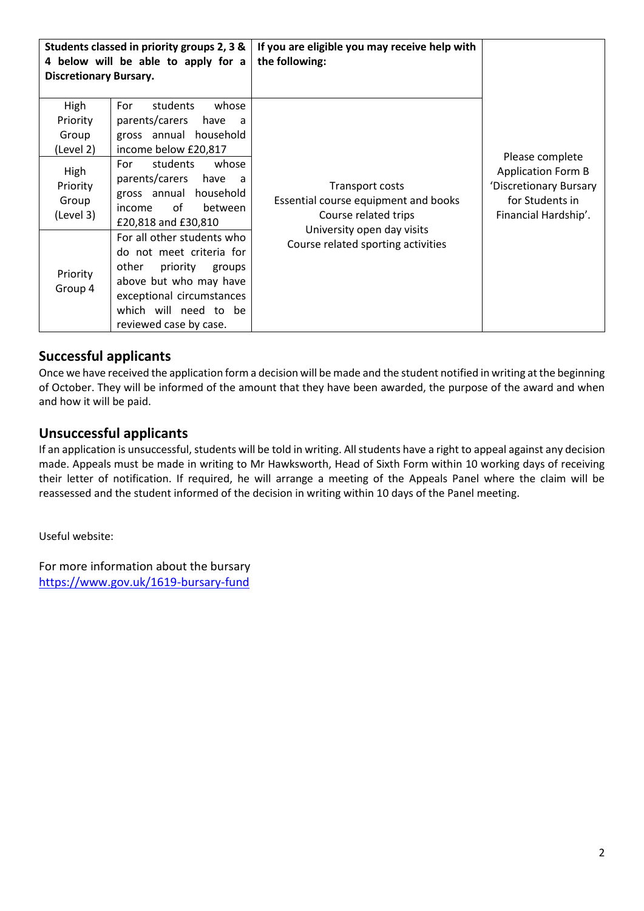| Students classed in priority groups 2, 3 & 4 below will be able to apply for a Discretionary Bursary. | | If you are eligible you may receive help with the following: | |
|---|---|---|---|
| High Priority Group (Level 2) | For students whose parents/carers have a gross annual household income below £20,817 | Transport costs<br>Essential course equipment and books<br>Course related trips<br>University open day visits<br>Course related sporting activities | Please complete Application Form B 'Discretionary Bursary for Students in Financial Hardship'. |
| High Priority Group (Level 3) | For students whose parents/carers have a gross annual household income of between £20,818 and £30,810 | | |
| Priority Group 4 | For all other students who do not meet criteria for other priority groups above but who may have exceptional circumstances which will need to be reviewed case by case. | | |

## Successful applicants

Once we have received the application form a decision will be made and the student notified in writing at the beginning of October. They will be informed of the amount that they have been awarded, the purpose of the award and when and how it will be paid.

## Unsuccessful applicants

If an application is unsuccessful, students will be told in writing. All students have a right to appeal against any decision made. Appeals must be made in writing to Mr Hawksworth, Head of Sixth Form within 10 working days of receiving their letter of notification. If required, he will arrange a meeting of the Appeals Panel where the claim will be reassessed and the student informed of the decision in writing within 10 days of the Panel meeting.

Useful website:

For more information about the bursary
https://www.gov.uk/1619-bursary-fund